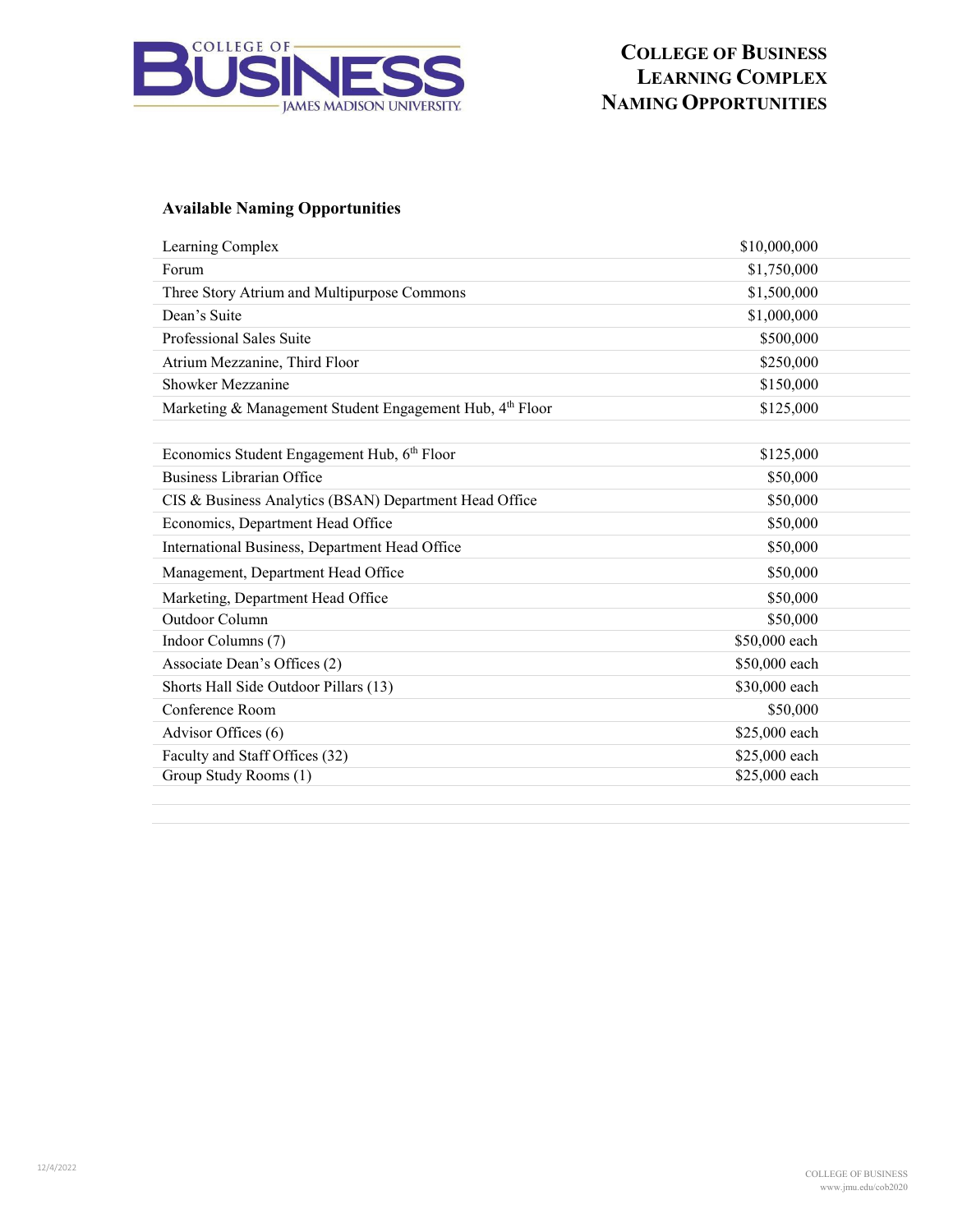# College of Business Learning Complex Naming Opportunities

**Available Naming Opportunities**

| Naming Opportunity | Amount |
|---|---|
| Learning Complex | $10,000,000 |
| Forum | $1,750,000 |
| Three Story Atrium and Multipurpose Commons | $1,500,000 |
| Dean's Suite | $1,000,000 |
| Professional Sales Suite | $500,000 |
| Atrium Mezzanine, Third Floor | $250,000 |
| Showker Mezzanine | $150,000 |
| Marketing & Management Student Engagement Hub, 4th Floor | $125,000 |
| | |
| Economics Student Engagement Hub, 6th Floor | $125,000 |
| Business Librarian Office | $50,000 |
| CIS & Business Analytics (BSAN) Department Head Office | $50,000 |
| Economics, Department Head Office | $50,000 |
| International Business, Department Head Office | $50,000 |
| Management, Department Head Office | $50,000 |
| Marketing, Department Head Office | $50,000 |
| Outdoor Column | $50,000 |
| Indoor Columns (7) | $50,000 each |
| Associate Dean's Offices (2) | $50,000 each |
| Shorts Hall Side Outdoor Pillars (13) | $30,000 each |
| Conference Room | $50,000 |
| Advisor Offices (6) | $25,000 each |
| Faculty and Staff Offices (32) | $25,000 each |
| Group Study Rooms (1) | $25,000 each |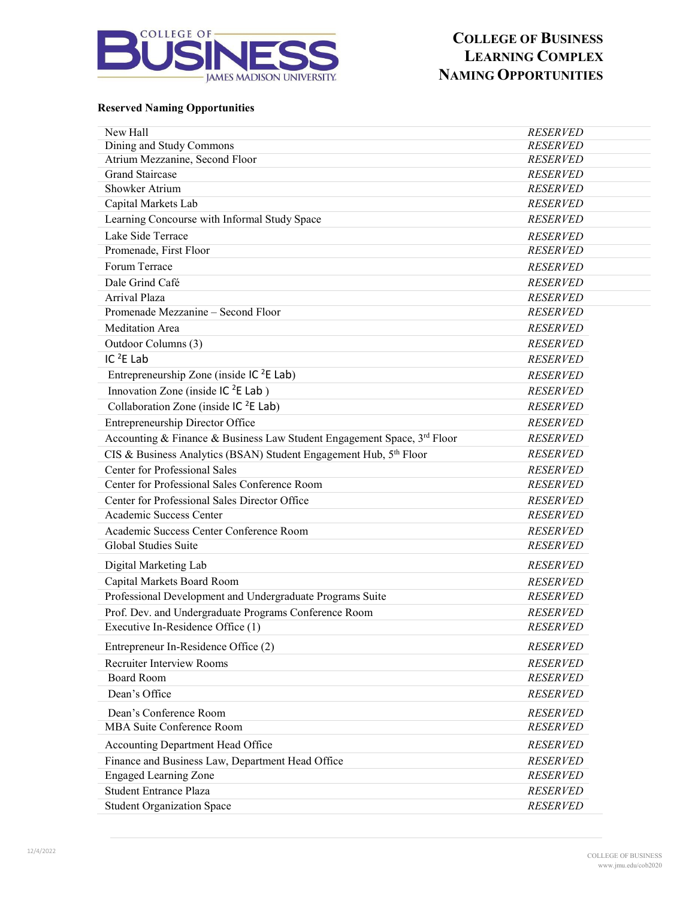# College of Business Learning Complex Naming Opportunities

**Reserved Naming Opportunities**

| | |
|---|---|
| New Hall | *RESERVED* |
| Dining and Study Commons | *RESERVED* |
| Atrium Mezzanine, Second Floor | *RESERVED* |
| Grand Staircase | *RESERVED* |
| Showker Atrium | *RESERVED* |
| Capital Markets Lab | *RESERVED* |
| Learning Concourse with Informal Study Space | *RESERVED* |
| Lake Side Terrace | *RESERVED* |
| Promenade, First Floor | *RESERVED* |
| Forum Terrace | *RESERVED* |
| Dale Grind Café | *RESERVED* |
| Arrival Plaza | *RESERVED* |
| Promenade Mezzanine – Second Floor | *RESERVED* |
| Meditation Area | *RESERVED* |
| Outdoor Columns (3) | *RESERVED* |
| IC $^2$E Lab | *RESERVED* |
| Entrepreneurship Zone (inside IC $^2$E Lab) | *RESERVED* |
| Innovation Zone (inside IC $^2$E Lab ) | *RESERVED* |
| Collaboration Zone (inside IC $^2$E Lab) | *RESERVED* |
| Entrepreneurship Director Office | *RESERVED* |
| Accounting & Finance & Business Law Student Engagement Space, 3rd Floor | *RESERVED* |
| CIS & Business Analytics (BSAN) Student Engagement Hub, 5th Floor | *RESERVED* |
| Center for Professional Sales | *RESERVED* |
| Center for Professional Sales Conference Room | *RESERVED* |
| Center for Professional Sales Director Office | *RESERVED* |
| Academic Success Center | *RESERVED* |
| Academic Success Center Conference Room | *RESERVED* |
| Global Studies Suite | *RESERVED* |
| Digital Marketing Lab | *RESERVED* |
| Capital Markets Board Room | *RESERVED* |
| Professional Development and Undergraduate Programs Suite | *RESERVED* |
| Prof. Dev. and Undergraduate Programs Conference Room | *RESERVED* |
| Executive In-Residence Office (1) | *RESERVED* |
| Entrepreneur In-Residence Office (2) | *RESERVED* |
| Recruiter Interview Rooms | *RESERVED* |
| Board Room | *RESERVED* |
| Dean's Office | *RESERVED* |
| Dean's Conference Room | *RESERVED* |
| MBA Suite Conference Room | *RESERVED* |
| Accounting Department Head Office | *RESERVED* |
| Finance and Business Law, Department Head Office | *RESERVED* |
| Engaged Learning Zone | *RESERVED* |
| Student Entrance Plaza | *RESERVED* |
| Student Organization Space | *RESERVED* |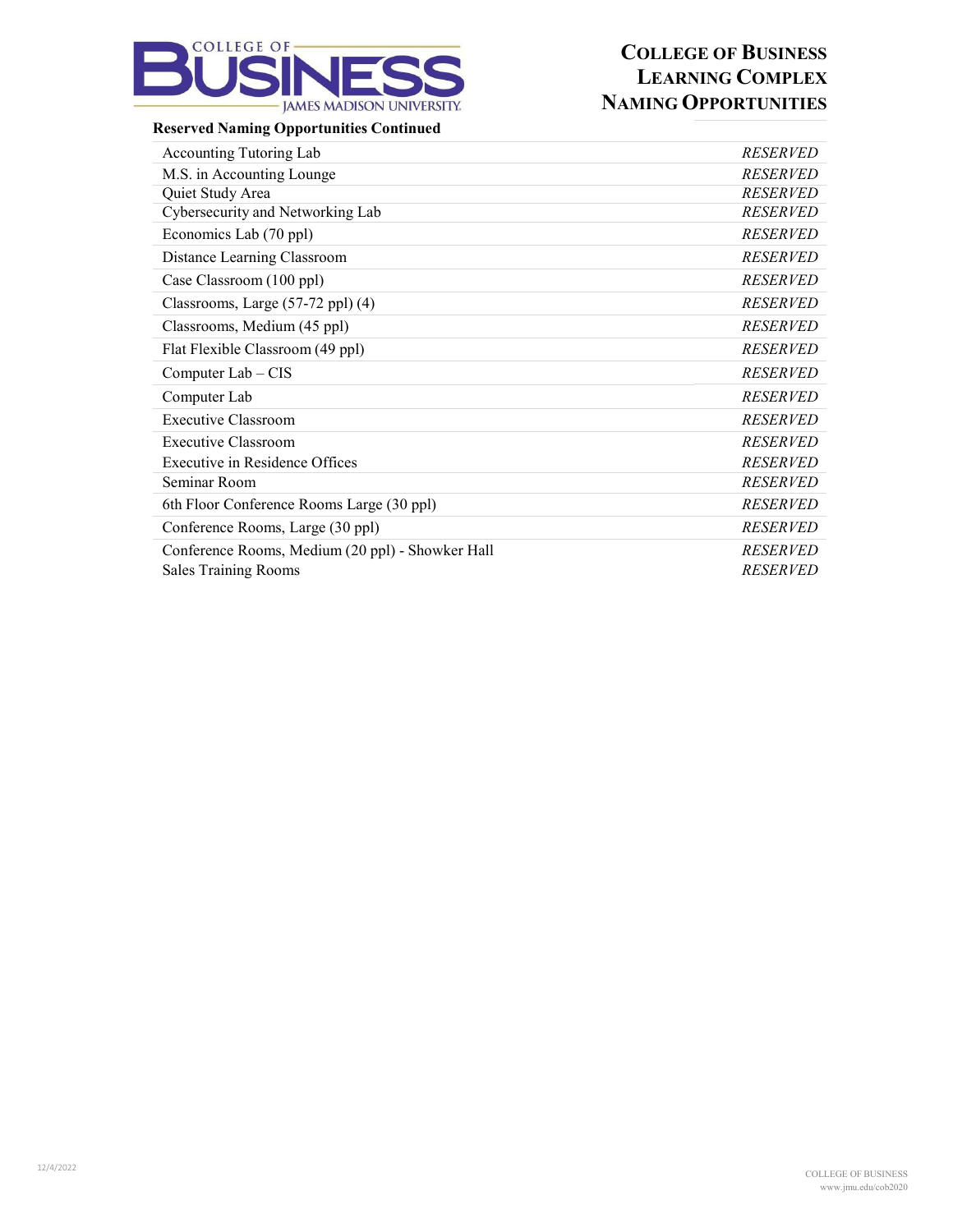# College of Business Learning Complex Naming Opportunities

**Reserved Naming Opportunities Continued**

| | |
|---|---|
| Accounting Tutoring Lab | *RESERVED* |
| M.S. in Accounting Lounge | *RESERVED* |
| Quiet Study Area | *RESERVED* |
| Cybersecurity and Networking Lab | *RESERVED* |
| Economics Lab (70 ppl) | *RESERVED* |
| Distance Learning Classroom | *RESERVED* |
| Case Classroom (100 ppl) | *RESERVED* |
| Classrooms, Large (57-72 ppl) (4) | *RESERVED* |
| Classrooms, Medium (45 ppl) | *RESERVED* |
| Flat Flexible Classroom (49 ppl) | *RESERVED* |
| Computer Lab – CIS | *RESERVED* |
| Computer Lab | *RESERVED* |
| Executive Classroom | *RESERVED* |
| Executive Classroom | *RESERVED* |
| Executive in Residence Offices | *RESERVED* |
| Seminar Room | *RESERVED* |
| 6th Floor Conference Rooms Large (30 ppl) | *RESERVED* |
| Conference Rooms, Large (30 ppl) | *RESERVED* |
| Conference Rooms, Medium (20 ppl) - Showker Hall | *RESERVED* |
| Sales Training Rooms | *RESERVED* |